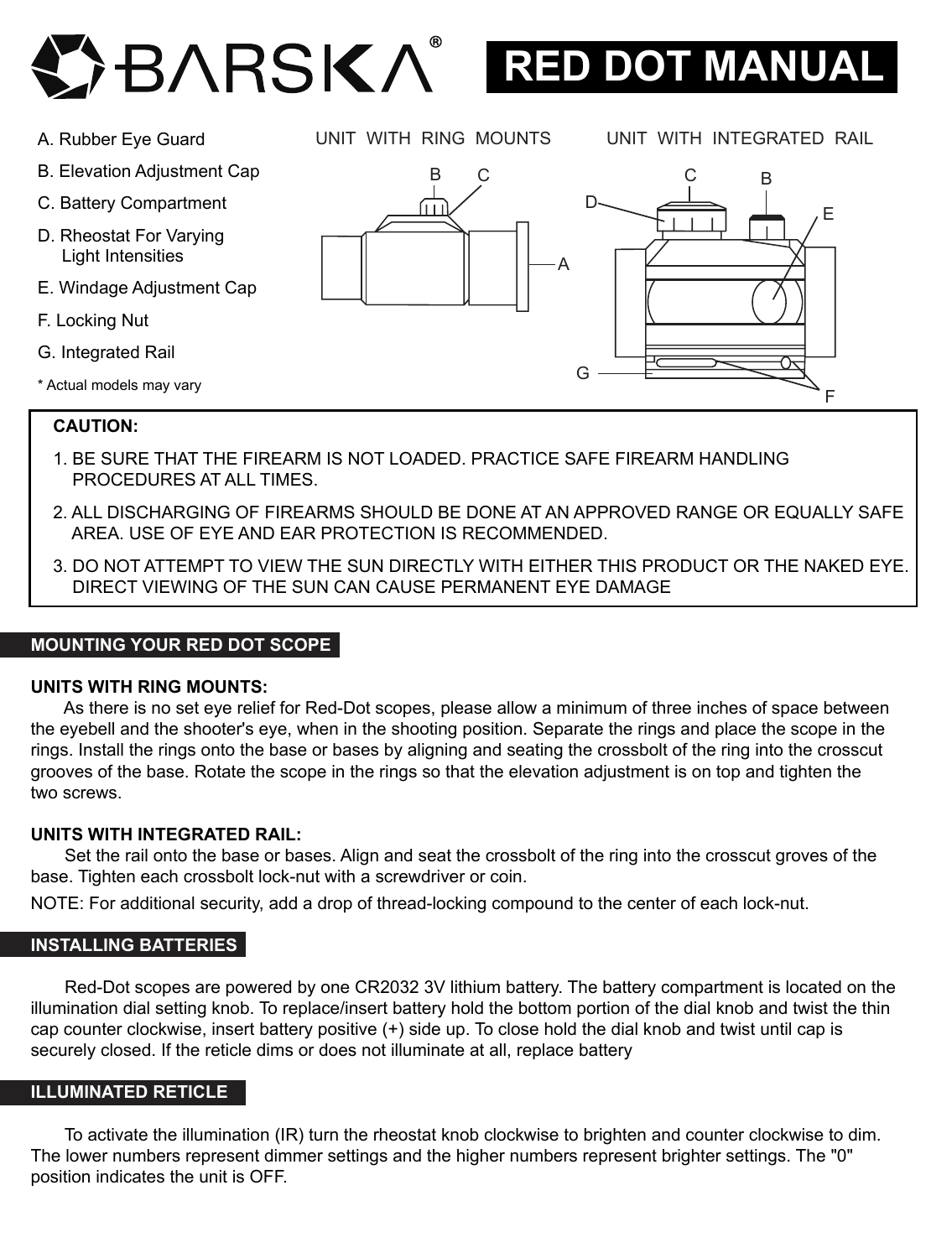# BARSKA® RED DOT MANUAL

A. Rubber Eye Guard

B. Elevation Adjustment Cap

C. Battery Compartment

D. Rheostat For Varying Light Intensities

E. Windage Adjustment Cap

F. Locking Nut

G. Integrated Rail

\* Actual models may vary

UNIT WITH RING MOUNTS

UNIT WITH INTEGRATED RAIL

**CAUTION:**

1. BE SURE THAT THE FIREARM IS NOT LOADED. PRACTICE SAFE FIREARM HANDLING PROCEDURES AT ALL TIMES.
2. ALL DISCHARGING OF FIREARMS SHOULD BE DONE AT AN APPROVED RANGE OR EQUALLY SAFE AREA. USE OF EYE AND EAR PROTECTION IS RECOMMENDED.
3. DO NOT ATTEMPT TO VIEW THE SUN DIRECTLY WITH EITHER THIS PRODUCT OR THE NAKED EYE. DIRECT VIEWING OF THE SUN CAN CAUSE PERMANENT EYE DAMAGE

## MOUNTING YOUR RED DOT SCOPE

**UNITS WITH RING MOUNTS:**

As there is no set eye relief for Red-Dot scopes, please allow a minimum of three inches of space between the eyebell and the shooter's eye, when in the shooting position. Separate the rings and place the scope in the rings. Install the rings onto the base or bases by aligning and seating the crossbolt of the ring into the crosscut grooves of the base. Rotate the scope in the rings so that the elevation adjustment is on top and tighten the two screws.

**UNITS WITH INTEGRATED RAIL:**

Set the rail onto the base or bases. Align and seat the crossbolt of the ring into the crosscut groves of the base. Tighten each crossbolt lock-nut with a screwdriver or coin.

NOTE: For additional security, add a drop of thread-locking compound to the center of each lock-nut.

## INSTALLING BATTERIES

Red-Dot scopes are powered by one CR2032 3V lithium battery. The battery compartment is located on the illumination dial setting knob. To replace/insert battery hold the bottom portion of the dial knob and twist the thin cap counter clockwise, insert battery positive (+) side up. To close hold the dial knob and twist until cap is securely closed. If the reticle dims or does not illuminate at all, replace battery

## ILLUMINATED RETICLE

To activate the illumination (IR) turn the rheostat knob clockwise to brighten and counter clockwise to dim. The lower numbers represent dimmer settings and the higher numbers represent brighter settings. The "0" position indicates the unit is OFF.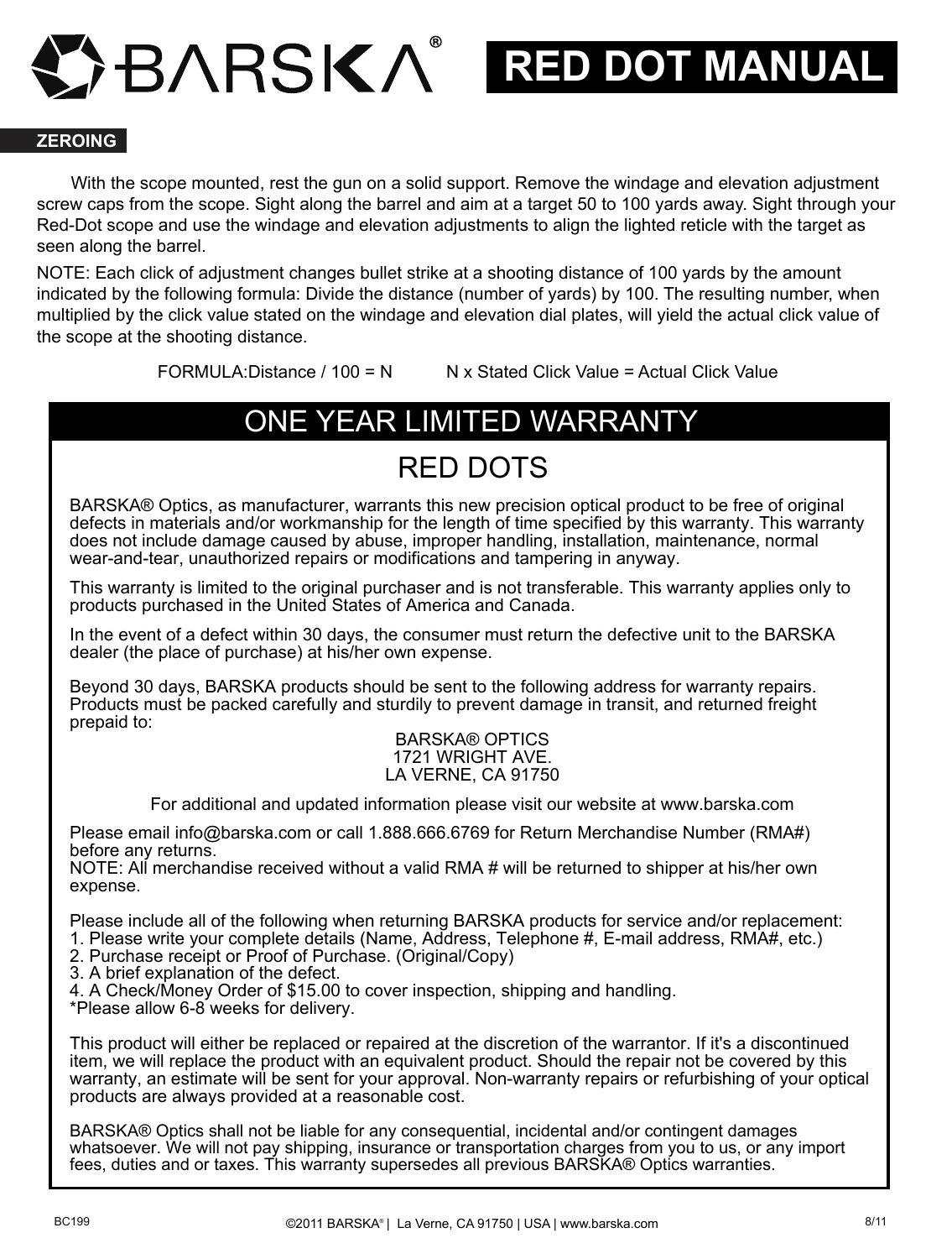# BARSKA® RED DOT MANUAL

## ZEROING

With the scope mounted, rest the gun on a solid support. Remove the windage and elevation adjustment screw caps from the scope. Sight along the barrel and aim at a target 50 to 100 yards away. Sight through your Red-Dot scope and use the windage and elevation adjustments to align the lighted reticle with the target as seen along the barrel.

NOTE: Each click of adjustment changes bullet strike at a shooting distance of 100 yards by the amount indicated by the following formula: Divide the distance (number of yards) by 100. The resulting number, when multiplied by the click value stated on the windage and elevation dial plates, will yield the actual click value of the scope at the shooting distance.

FORMULA:Distance / 100 = N     N x Stated Click Value = Actual Click Value

## ONE YEAR LIMITED WARRANTY

### RED DOTS

BARSKA® Optics, as manufacturer, warrants this new precision optical product to be free of original defects in materials and/or workmanship for the length of time specified by this warranty. This warranty does not include damage caused by abuse, improper handling, installation, maintenance, normal wear-and-tear, unauthorized repairs or modifications and tampering in anyway.

This warranty is limited to the original purchaser and is not transferable. This warranty applies only to products purchased in the United States of America and Canada.

In the event of a defect within 30 days, the consumer must return the defective unit to the BARSKA dealer (the place of purchase) at his/her own expense.

Beyond 30 days, BARSKA products should be sent to the following address for warranty repairs. Products must be packed carefully and sturdily to prevent damage in transit, and returned freight prepaid to:

BARSKA® OPTICS
1721 WRIGHT AVE.
LA VERNE, CA 91750

For additional and updated information please visit our website at www.barska.com

Please email info@barska.com or call 1.888.666.6769 for Return Merchandise Number (RMA#) before any returns.
NOTE: All merchandise received without a valid RMA # will be returned to shipper at his/her own expense.

Please include all of the following when returning BARSKA products for service and/or replacement:
1. Please write your complete details (Name, Address, Telephone #, E-mail address, RMA#, etc.)
2. Purchase receipt or Proof of Purchase. (Original/Copy)
3. A brief explanation of the defect.
4. A Check/Money Order of $15.00 to cover inspection, shipping and handling.
*Please allow 6-8 weeks for delivery.

This product will either be replaced or repaired at the discretion of the warrantor. If it's a discontinued item, we will replace the product with an equivalent product. Should the repair not be covered by this warranty, an estimate will be sent for your approval. Non-warranty repairs or refurbishing of your optical products are always provided at a reasonable cost.

BARSKA® Optics shall not be liable for any consequential, incidental and/or contingent damages whatsoever. We will not pay shipping, insurance or transportation charges from you to us, or any import fees, duties and or taxes. This warranty supersedes all previous BARSKA® Optics warranties.

BC199     ©2011 BARSKA® | La Verne, CA 91750 | USA | www.barska.com     8/11